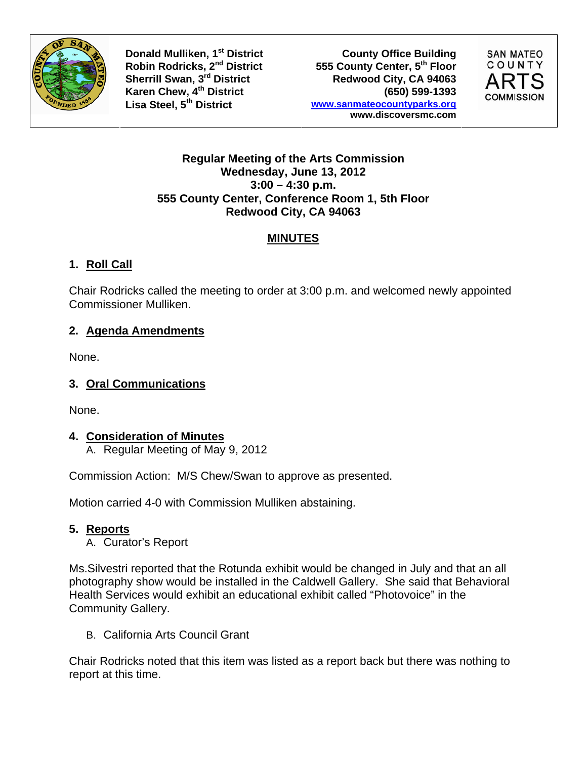Donald Mulliken, 1st District
Robin Rodricks, 2nd District
Sherrill Swan, 3rd District
Karen Chew, 4th District
Lisa Steel, 5th District

County Office Building
555 County Center, 5th Floor
Redwood City, CA 94063
(650) 599-1393
www.sanmateocountyparks.org
www.discoversmc.com

SAN MATEO COUNTY ARTS COMMISSION

**Regular Meeting of the Arts Commission**
**Wednesday, June 13, 2012**
**3:00 – 4:30 p.m.**
**555 County Center, Conference Room 1, 5th Floor**
**Redwood City, CA 94063**

## MINUTES

### 1. Roll Call

Chair Rodricks called the meeting to order at 3:00 p.m. and welcomed newly appointed Commissioner Mulliken.

### 2. Agenda Amendments

None.

### 3. Oral Communications

None.

### 4. Consideration of Minutes

A. Regular Meeting of May 9, 2012

Commission Action: M/S Chew/Swan to approve as presented.

Motion carried 4-0 with Commission Mulliken abstaining.

### 5. Reports

A. Curator's Report

Ms.Silvestri reported that the Rotunda exhibit would be changed in July and that an all photography show would be installed in the Caldwell Gallery. She said that Behavioral Health Services would exhibit an educational exhibit called "Photovoice" in the Community Gallery.

B. California Arts Council Grant

Chair Rodricks noted that this item was listed as a report back but there was nothing to report at this time.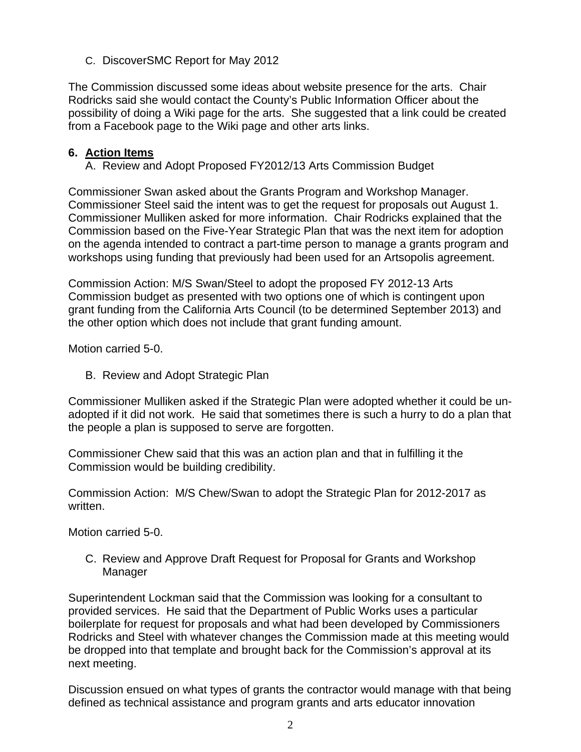C. DiscoverSMC Report for May 2012

The Commission discussed some ideas about website presence for the arts. Chair Rodricks said she would contact the County's Public Information Officer about the possibility of doing a Wiki page for the arts. She suggested that a link could be created from a Facebook page to the Wiki page and other arts links.

**6. Action Items**

A. Review and Adopt Proposed FY2012/13 Arts Commission Budget

Commissioner Swan asked about the Grants Program and Workshop Manager. Commissioner Steel said the intent was to get the request for proposals out August 1. Commissioner Mulliken asked for more information. Chair Rodricks explained that the Commission based on the Five-Year Strategic Plan that was the next item for adoption on the agenda intended to contract a part-time person to manage a grants program and workshops using funding that previously had been used for an Artsopolis agreement.

Commission Action: M/S Swan/Steel to adopt the proposed FY 2012-13 Arts Commission budget as presented with two options one of which is contingent upon grant funding from the California Arts Council (to be determined September 2013) and the other option which does not include that grant funding amount.

Motion carried 5-0.

B. Review and Adopt Strategic Plan

Commissioner Mulliken asked if the Strategic Plan were adopted whether it could be un-adopted if it did not work. He said that sometimes there is such a hurry to do a plan that the people a plan is supposed to serve are forgotten.

Commissioner Chew said that this was an action plan and that in fulfilling it the Commission would be building credibility.

Commission Action: M/S Chew/Swan to adopt the Strategic Plan for 2012-2017 as written.

Motion carried 5-0.

C. Review and Approve Draft Request for Proposal for Grants and Workshop Manager

Superintendent Lockman said that the Commission was looking for a consultant to provided services. He said that the Department of Public Works uses a particular boilerplate for request for proposals and what had been developed by Commissioners Rodricks and Steel with whatever changes the Commission made at this meeting would be dropped into that template and brought back for the Commission's approval at its next meeting.

Discussion ensued on what types of grants the contractor would manage with that being defined as technical assistance and program grants and arts educator innovation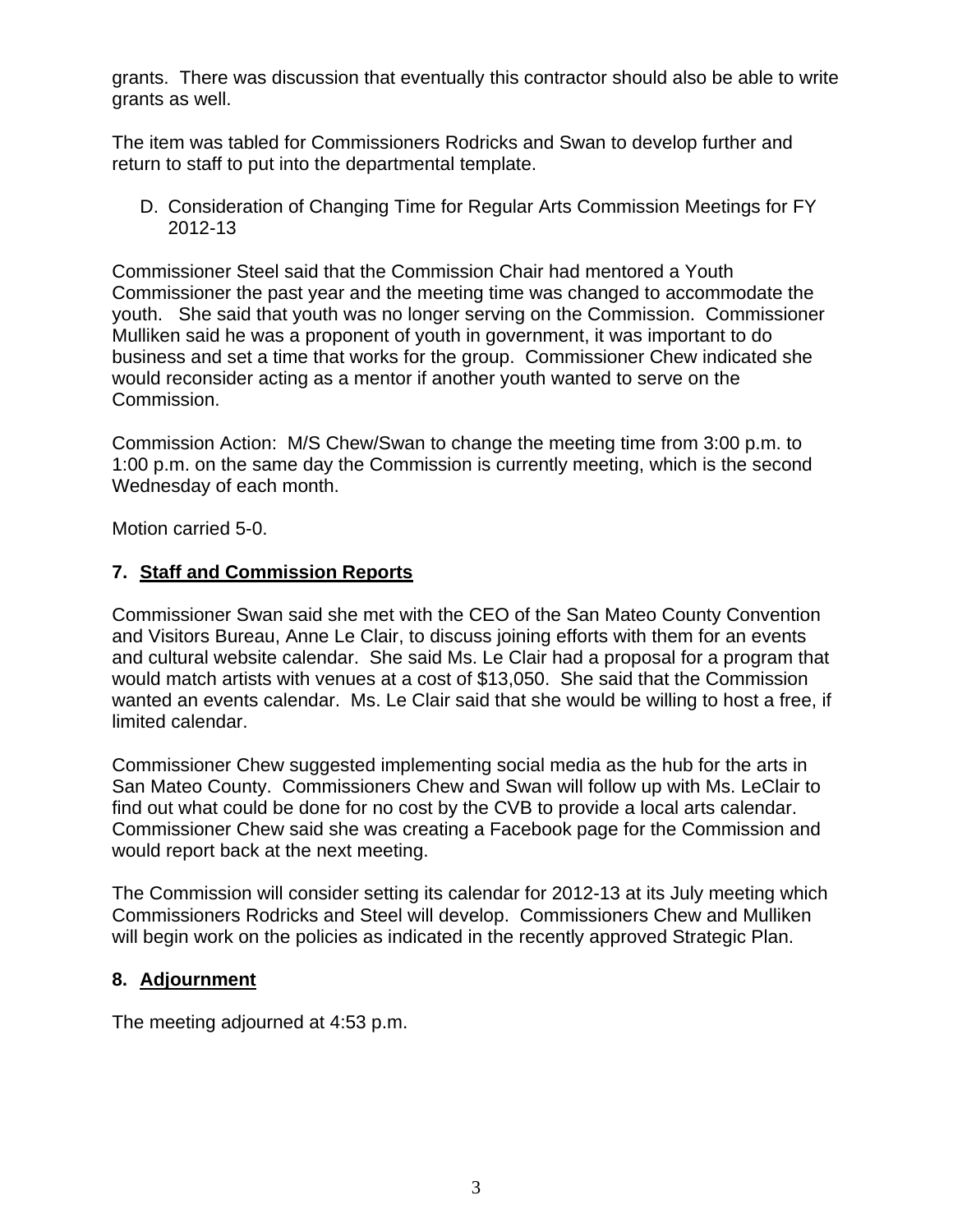grants. There was discussion that eventually this contractor should also be able to write grants as well.

The item was tabled for Commissioners Rodricks and Swan to develop further and return to staff to put into the departmental template.

D. Consideration of Changing Time for Regular Arts Commission Meetings for FY 2012-13

Commissioner Steel said that the Commission Chair had mentored a Youth Commissioner the past year and the meeting time was changed to accommodate the youth. She said that youth was no longer serving on the Commission. Commissioner Mulliken said he was a proponent of youth in government, it was important to do business and set a time that works for the group. Commissioner Chew indicated she would reconsider acting as a mentor if another youth wanted to serve on the Commission.

Commission Action: M/S Chew/Swan to change the meeting time from 3:00 p.m. to 1:00 p.m. on the same day the Commission is currently meeting, which is the second Wednesday of each month.

Motion carried 5-0.

## 7. Staff and Commission Reports

Commissioner Swan said she met with the CEO of the San Mateo County Convention and Visitors Bureau, Anne Le Clair, to discuss joining efforts with them for an events and cultural website calendar. She said Ms. Le Clair had a proposal for a program that would match artists with venues at a cost of $13,050. She said that the Commission wanted an events calendar. Ms. Le Clair said that she would be willing to host a free, if limited calendar.

Commissioner Chew suggested implementing social media as the hub for the arts in San Mateo County. Commissioners Chew and Swan will follow up with Ms. LeClair to find out what could be done for no cost by the CVB to provide a local arts calendar. Commissioner Chew said she was creating a Facebook page for the Commission and would report back at the next meeting.

The Commission will consider setting its calendar for 2012-13 at its July meeting which Commissioners Rodricks and Steel will develop. Commissioners Chew and Mulliken will begin work on the policies as indicated in the recently approved Strategic Plan.

## 8. Adjournment

The meeting adjourned at 4:53 p.m.